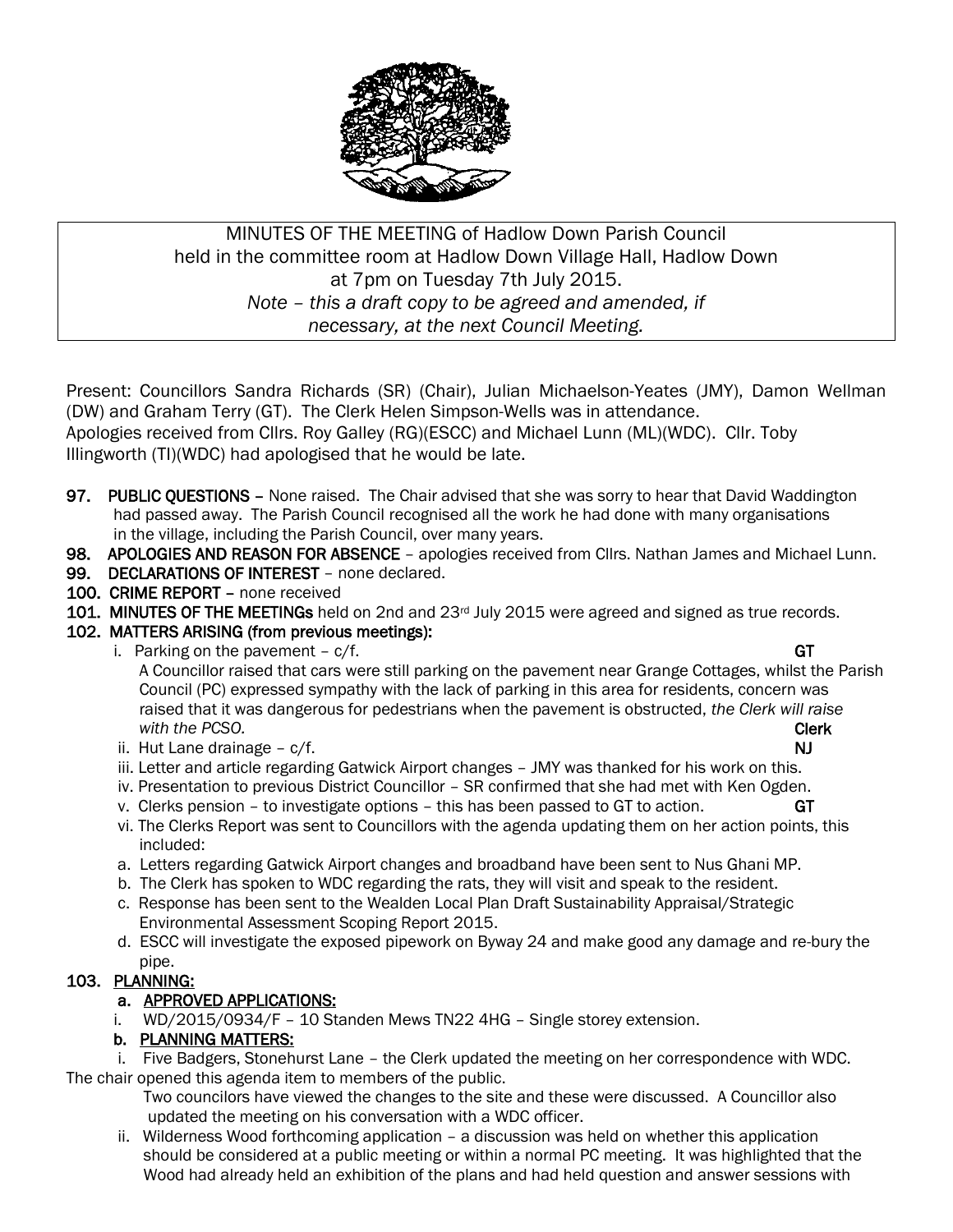MINUTES OF THE MEETING of Hadlow Down Parish Council
held in the committee room at Hadlow Down Village Hall, Hadlow Down
at 7pm on Tuesday 7th July 2015.
*Note – this a draft copy to be agreed and amended, if necessary, at the next Council Meeting.*

Present: Councillors Sandra Richards (SR) (Chair), Julian Michaelson-Yeates (JMY), Damon Wellman (DW) and Graham Terry (GT). The Clerk Helen Simpson-Wells was in attendance.
Apologies received from Cllrs. Roy Galley (RG)(ESCC) and Michael Lunn (ML)(WDC). Cllr. Toby Illingworth (TI)(WDC) had apologised that he would be late.

**97. PUBLIC QUESTIONS** – None raised. The Chair advised that she was sorry to hear that David Waddington had passed away. The Parish Council recognised all the work he had done with many organisations in the village, including the Parish Council, over many years.

**98. APOLOGIES AND REASON FOR ABSENCE** – apologies received from Cllrs. Nathan James and Michael Lunn.

**99. DECLARATIONS OF INTEREST** – none declared.

**100. CRIME REPORT** – none received

**101. MINUTES OF THE MEETINGs** held on 2nd and 23rd July 2015 were agreed and signed as true records.

**102. MATTERS ARISING (from previous meetings):**

i. Parking on the pavement – c/f. **GT**
A Councillor raised that cars were still parking on the pavement near Grange Cottages, whilst the Parish Council (PC) expressed sympathy with the lack of parking in this area for residents, concern was raised that it was dangerous for pedestrians when the pavement is obstructed, *the Clerk will raise with the PCSO.* **Clerk**

ii. Hut Lane drainage – c/f. **NJ**

iii. Letter and article regarding Gatwick Airport changes – JMY was thanked for his work on this.

iv. Presentation to previous District Councillor – SR confirmed that she had met with Ken Ogden.

v. Clerks pension – to investigate options – this has been passed to GT to action. **GT**

vi. The Clerks Report was sent to Councillors with the agenda updating them on her action points, this included:

a. Letters regarding Gatwick Airport changes and broadband have been sent to Nus Ghani MP.

b. The Clerk has spoken to WDC regarding the rats, they will visit and speak to the resident.

c. Response has been sent to the Wealden Local Plan Draft Sustainability Appraisal/Strategic Environmental Assessment Scoping Report 2015.

d. ESCC will investigate the exposed pipework on Byway 24 and make good any damage and re-bury the pipe.

**103. PLANNING:**

**a. APPROVED APPLICATIONS:**

i. WD/2015/0934/F – 10 Standen Mews TN22 4HG – Single storey extension.

**b. PLANNING MATTERS:**

i. Five Badgers, Stonehurst Lane – the Clerk updated the meeting on her correspondence with WDC.
The chair opened this agenda item to members of the public.
Two councilors have viewed the changes to the site and these were discussed. A Councillor also updated the meeting on his conversation with a WDC officer.

ii. Wilderness Wood forthcoming application – a discussion was held on whether this application should be considered at a public meeting or within a normal PC meeting. It was highlighted that the Wood had already held an exhibition of the plans and had held question and answer sessions with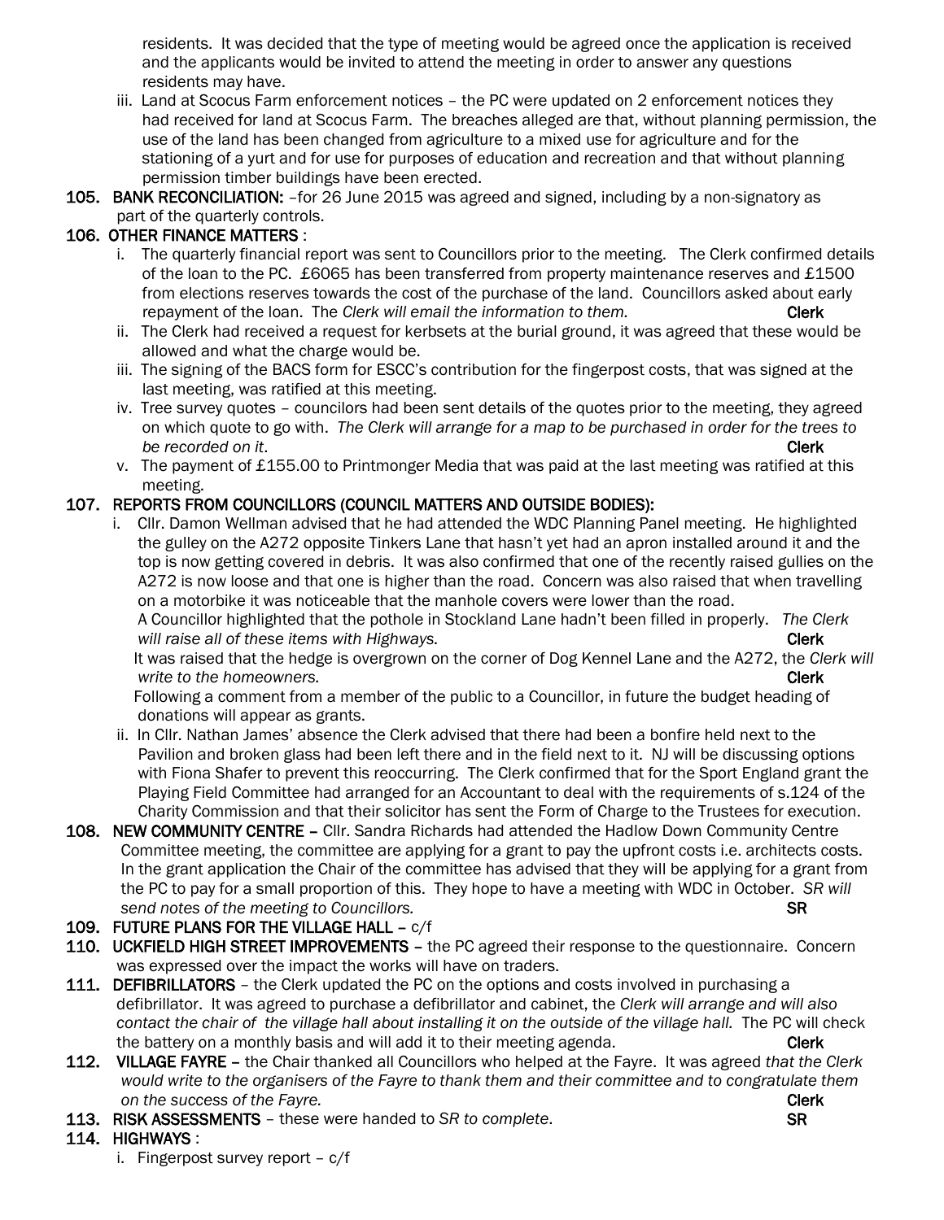residents. It was decided that the type of meeting would be agreed once the application is received and the applicants would be invited to attend the meeting in order to answer any questions residents may have.

iii. Land at Scocus Farm enforcement notices – the PC were updated on 2 enforcement notices they had received for land at Scocus Farm. The breaches alleged are that, without planning permission, the use of the land has been changed from agriculture to a mixed use for agriculture and for the stationing of a yurt and for use for purposes of education and recreation and that without planning permission timber buildings have been erected.

**105. BANK RECONCILIATION:** –for 26 June 2015 was agreed and signed, including by a non-signatory as part of the quarterly controls.

**106. OTHER FINANCE MATTERS** :

i. The quarterly financial report was sent to Councillors prior to the meeting. The Clerk confirmed details of the loan to the PC. £6065 has been transferred from property maintenance reserves and £1500 from elections reserves towards the cost of the purchase of the land. Councillors asked about early repayment of the loan. The *Clerk will email the information to them.* **Clerk**

ii. The Clerk had received a request for kerbsets at the burial ground, it was agreed that these would be allowed and what the charge would be.

iii. The signing of the BACS form for ESCC's contribution for the fingerpost costs, that was signed at the last meeting, was ratified at this meeting.

iv. Tree survey quotes – councilors had been sent details of the quotes prior to the meeting, they agreed on which quote to go with. *The Clerk will arrange for a map to be purchased in order for the trees to be recorded on it*. **Clerk**

v. The payment of £155.00 to Printmonger Media that was paid at the last meeting was ratified at this meeting.

**107. REPORTS FROM COUNCILLORS (COUNCIL MATTERS AND OUTSIDE BODIES):**

i. Cllr. Damon Wellman advised that he had attended the WDC Planning Panel meeting. He highlighted the gulley on the A272 opposite Tinkers Lane that hasn't yet had an apron installed around it and the top is now getting covered in debris. It was also confirmed that one of the recently raised gullies on the A272 is now loose and that one is higher than the road. Concern was also raised that when travelling on a motorbike it was noticeable that the manhole covers were lower than the road.
A Councillor highlighted that the pothole in Stockland Lane hadn't been filled in properly. *The Clerk will raise all of these items with Highways.* **Clerk**
It was raised that the hedge is overgrown on the corner of Dog Kennel Lane and the A272, the *Clerk will write to the homeowners.* **Clerk**
Following a comment from a member of the public to a Councillor, in future the budget heading of donations will appear as grants.

ii. In Cllr. Nathan James' absence the Clerk advised that there had been a bonfire held next to the Pavilion and broken glass had been left there and in the field next to it. NJ will be discussing options with Fiona Shafer to prevent this reoccurring. The Clerk confirmed that for the Sport England grant the Playing Field Committee had arranged for an Accountant to deal with the requirements of s.124 of the Charity Commission and that their solicitor has sent the Form of Charge to the Trustees for execution.

**108. NEW COMMUNITY CENTRE –** Cllr. Sandra Richards had attended the Hadlow Down Community Centre Committee meeting, the committee are applying for a grant to pay the upfront costs i.e. architects costs. In the grant application the Chair of the committee has advised that they will be applying for a grant from the PC to pay for a small proportion of this. They hope to have a meeting with WDC in October. *SR will send notes of the meeting to Councillors.* **SR**

**109. FUTURE PLANS FOR THE VILLAGE HALL –** c/f

**110. UCKFIELD HIGH STREET IMPROVEMENTS –** the PC agreed their response to the questionnaire. Concern was expressed over the impact the works will have on traders.

**111. DEFIBRILLATORS** – the Clerk updated the PC on the options and costs involved in purchasing a defibrillator. It was agreed to purchase a defibrillator and cabinet, the *Clerk will arrange and will also contact the chair of the village hall about installing it on the outside of the village hall.* The PC will check the battery on a monthly basis and will add it to their meeting agenda. **Clerk**

**112. VILLAGE FAYRE –** the Chair thanked all Councillors who helped at the Fayre. It was agreed *that the Clerk would write to the organisers of the Fayre to thank them and their committee and to congratulate them on the success of the Fayre.* **Clerk**

**113. RISK ASSESSMENTS** – these were handed to *SR to complete*. **SR**

**114. HIGHWAYS** :

i. Fingerpost survey report – c/f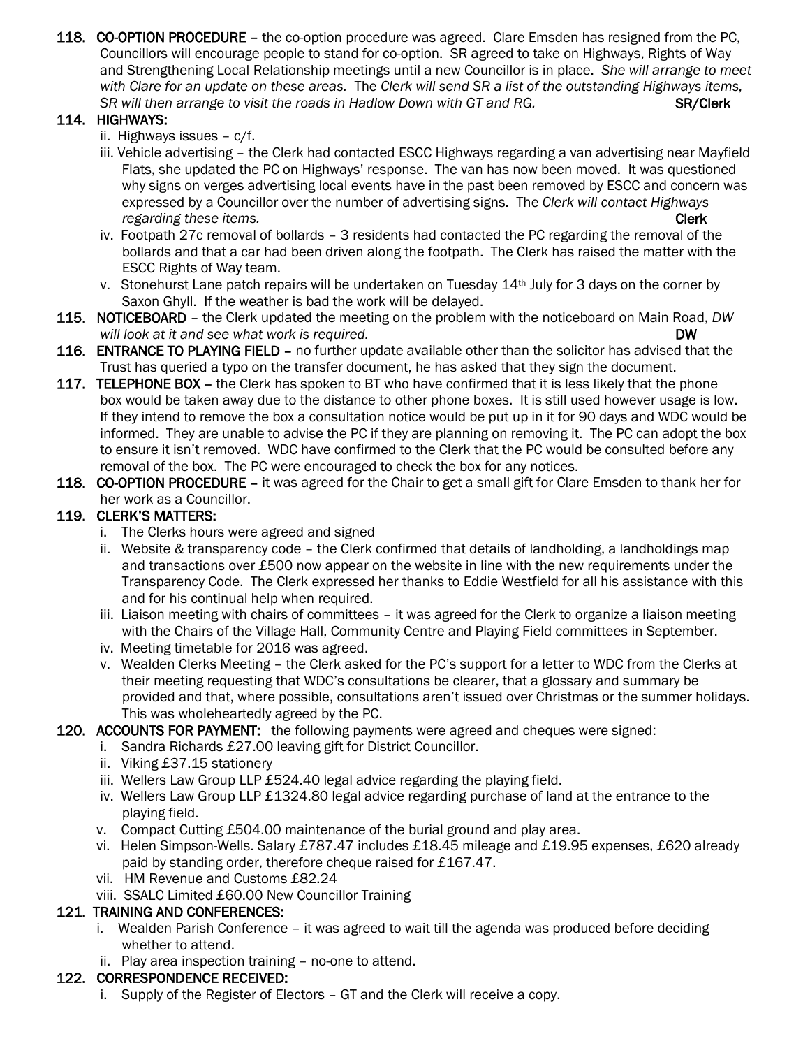**118. CO-OPTION PROCEDURE –** the co-option procedure was agreed. Clare Emsden has resigned from the PC, Councillors will encourage people to stand for co-option. SR agreed to take on Highways, Rights of Way and Strengthening Local Relationship meetings until a new Councillor is in place. *She will arrange to meet with Clare for an update on these areas.* The *Clerk will send SR a list of the outstanding Highways items, SR will then arrange to visit the roads in Hadlow Down with GT and RG.* **SR/Clerk**

**114. HIGHWAYS:**

ii. Highways issues – c/f.

iii. Vehicle advertising – the Clerk had contacted ESCC Highways regarding a van advertising near Mayfield Flats, she updated the PC on Highways' response. The van has now been moved. It was questioned why signs on verges advertising local events have in the past been removed by ESCC and concern was expressed by a Councillor over the number of advertising signs. The *Clerk will contact Highways regarding these items.* **Clerk**

iv. Footpath 27c removal of bollards – 3 residents had contacted the PC regarding the removal of the bollards and that a car had been driven along the footpath. The Clerk has raised the matter with the ESCC Rights of Way team.

v. Stonehurst Lane patch repairs will be undertaken on Tuesday 14th July for 3 days on the corner by Saxon Ghyll. If the weather is bad the work will be delayed.

**115. NOTICEBOARD** – the Clerk updated the meeting on the problem with the noticeboard on Main Road, *DW will look at it and see what work is required.* **DW**

**116. ENTRANCE TO PLAYING FIELD –** no further update available other than the solicitor has advised that the Trust has queried a typo on the transfer document, he has asked that they sign the document.

**117. TELEPHONE BOX –** the Clerk has spoken to BT who have confirmed that it is less likely that the phone box would be taken away due to the distance to other phone boxes. It is still used however usage is low. If they intend to remove the box a consultation notice would be put up in it for 90 days and WDC would be informed. They are unable to advise the PC if they are planning on removing it. The PC can adopt the box to ensure it isn't removed. WDC have confirmed to the Clerk that the PC would be consulted before any removal of the box. The PC were encouraged to check the box for any notices.

**118. CO-OPTION PROCEDURE –** it was agreed for the Chair to get a small gift for Clare Emsden to thank her for her work as a Councillor.

**119. CLERK'S MATTERS:**

i. The Clerks hours were agreed and signed

ii. Website & transparency code – the Clerk confirmed that details of landholding, a landholdings map and transactions over £500 now appear on the website in line with the new requirements under the Transparency Code. The Clerk expressed her thanks to Eddie Westfield for all his assistance with this and for his continual help when required.

iii. Liaison meeting with chairs of committees – it was agreed for the Clerk to organize a liaison meeting with the Chairs of the Village Hall, Community Centre and Playing Field committees in September.

iv. Meeting timetable for 2016 was agreed.

v. Wealden Clerks Meeting – the Clerk asked for the PC's support for a letter to WDC from the Clerks at their meeting requesting that WDC's consultations be clearer, that a glossary and summary be provided and that, where possible, consultations aren't issued over Christmas or the summer holidays. This was wholeheartedly agreed by the PC.

**120. ACCOUNTS FOR PAYMENT:** the following payments were agreed and cheques were signed:

i. Sandra Richards £27.00 leaving gift for District Councillor.

ii. Viking £37.15 stationery

iii. Wellers Law Group LLP £524.40 legal advice regarding the playing field.

iv. Wellers Law Group LLP £1324.80 legal advice regarding purchase of land at the entrance to the playing field.

v. Compact Cutting £504.00 maintenance of the burial ground and play area.

vi. Helen Simpson-Wells. Salary £787.47 includes £18.45 mileage and £19.95 expenses, £620 already paid by standing order, therefore cheque raised for £167.47.

vii. HM Revenue and Customs £82.24

viii. SSALC Limited £60.00 New Councillor Training

**121. TRAINING AND CONFERENCES:**

i. Wealden Parish Conference – it was agreed to wait till the agenda was produced before deciding whether to attend.

ii. Play area inspection training – no-one to attend.

**122. CORRESPONDENCE RECEIVED:**

i. Supply of the Register of Electors – GT and the Clerk will receive a copy.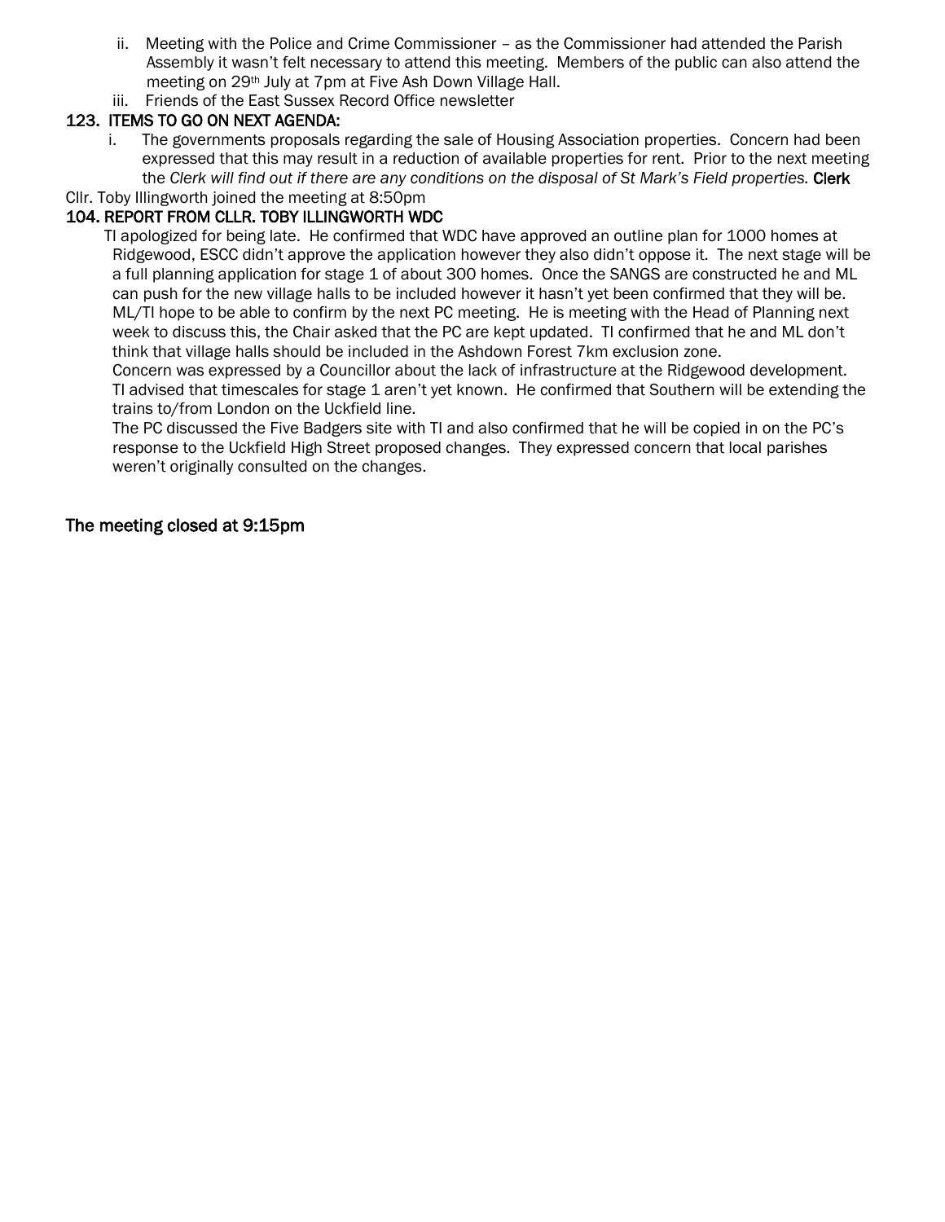ii. Meeting with the Police and Crime Commissioner – as the Commissioner had attended the Parish Assembly it wasn't felt necessary to attend this meeting. Members of the public can also attend the meeting on 29th July at 7pm at Five Ash Down Village Hall.

iii. Friends of the East Sussex Record Office newsletter

**123. ITEMS TO GO ON NEXT AGENDA:**

i. The governments proposals regarding the sale of Housing Association properties. Concern had been expressed that this may result in a reduction of available properties for rent. Prior to the next meeting the *Clerk will find out if there are any conditions on the disposal of St Mark's Field properties.* **Clerk**

Cllr. Toby Illingworth joined the meeting at 8:50pm

**104. REPORT FROM CLLR. TOBY ILLINGWORTH WDC**

TI apologized for being late. He confirmed that WDC have approved an outline plan for 1000 homes at Ridgewood, ESCC didn't approve the application however they also didn't oppose it. The next stage will be a full planning application for stage 1 of about 300 homes. Once the SANGS are constructed he and ML can push for the new village halls to be included however it hasn't yet been confirmed that they will be. ML/TI hope to be able to confirm by the next PC meeting. He is meeting with the Head of Planning next week to discuss this, the Chair asked that the PC are kept updated. TI confirmed that he and ML don't think that village halls should be included in the Ashdown Forest 7km exclusion zone.

Concern was expressed by a Councillor about the lack of infrastructure at the Ridgewood development. TI advised that timescales for stage 1 aren't yet known. He confirmed that Southern will be extending the trains to/from London on the Uckfield line.

The PC discussed the Five Badgers site with TI and also confirmed that he will be copied in on the PC's response to the Uckfield High Street proposed changes. They expressed concern that local parishes weren't originally consulted on the changes.

The meeting closed at 9:15pm